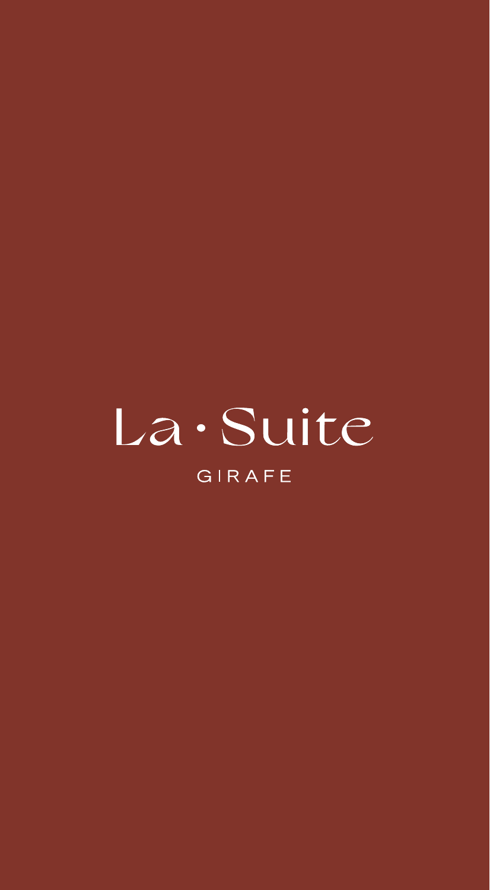# La · Suite

GIRAFE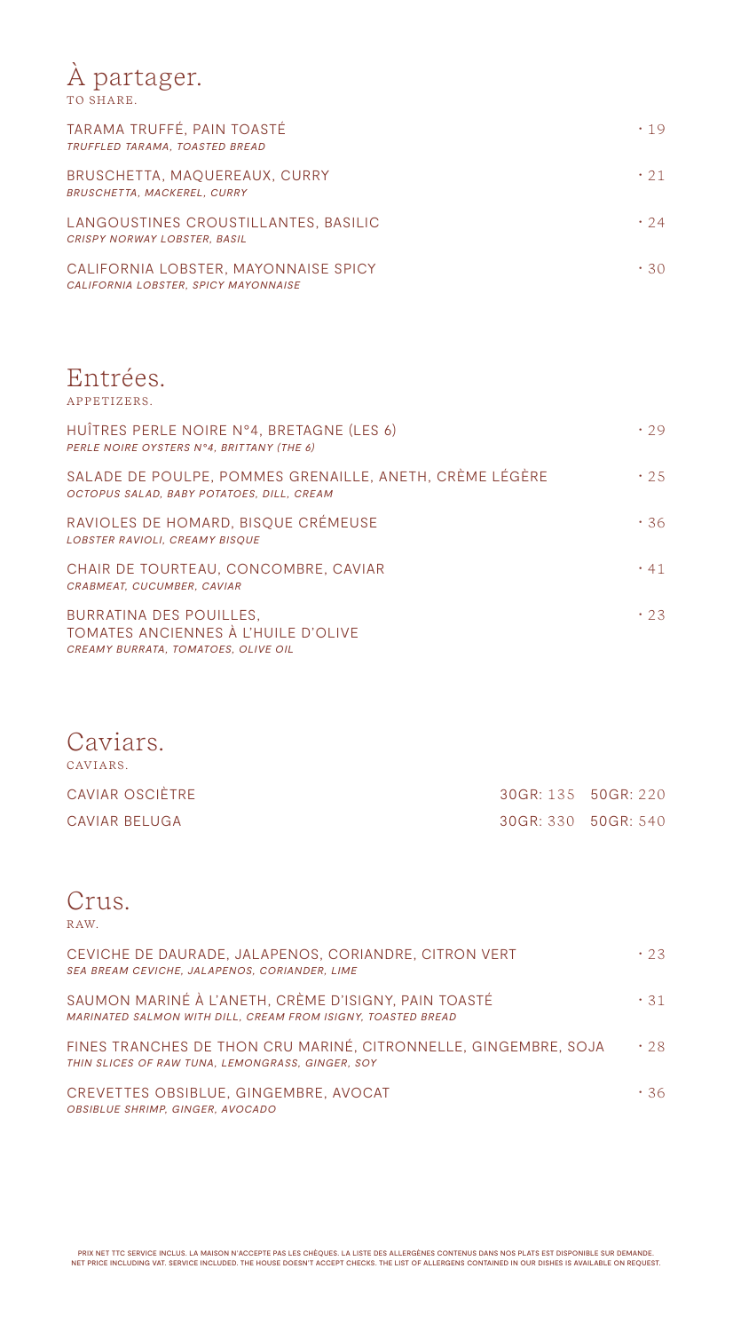# À partager.

TO SHARE.

TARAMA TRUFFÉ, PAIN TOASTÉ · 19
*TRUFFLED TARAMA, TOASTED BREAD*

BRUSCHETTA, MAQUEREAUX, CURRY · 21
*BRUSCHETTA, MACKEREL, CURRY*

LANGOUSTINES CROUSTILLANTES, BASILIC · 24
*CRISPY NORWAY LOBSTER, BASIL*

CALIFORNIA LOBSTER, MAYONNAISE SPICY · 30
*CALIFORNIA LOBSTER, SPICY MAYONNAISE*

# Entrées.

APPETIZERS.

HUÎTRES PERLE NOIRE N°4, BRETAGNE (LES 6) · 29
*PERLE NOIRE OYSTERS N°4, BRITTANY (THE 6)*

SALADE DE POULPE, POMMES GRENAILLE, ANETH, CRÈME LÉGÈRE · 25
*OCTOPUS SALAD, BABY POTATOES, DILL, CREAM*

RAVIOLES DE HOMARD, BISQUE CRÉMEUSE · 36
*LOBSTER RAVIOLI, CREAMY BISQUE*

CHAIR DE TOURTEAU, CONCOMBRE, CAVIAR · 41
*CRABMEAT, CUCUMBER, CAVIAR*

BURRATINA DES POUILLES, TOMATES ANCIENNES À L'HUILE D'OLIVE · 23
*CREAMY BURRATA, TOMATOES, OLIVE OIL*

# Caviars.

CAVIARS.

| | | |
|---|---|---|
| CAVIAR OSCIÈTRE | 30GR: 135 | 50GR: 220 |
| CAVIAR BELUGA | 30GR: 330 | 50GR: 540 |

# Crus.

RAW.

CEVICHE DE DAURADE, JALAPENOS, CORIANDRE, CITRON VERT · 23
*SEA BREAM CEVICHE, JALAPENOS, CORIANDER, LIME*

SAUMON MARINÉ À L'ANETH, CRÈME D'ISIGNY, PAIN TOASTÉ · 31
*MARINATED SALMON WITH DILL, CREAM FROM ISIGNY, TOASTED BREAD*

FINES TRANCHES DE THON CRU MARINÉ, CITRONNELLE, GINGEMBRE, SOJA · 28
*THIN SLICES OF RAW TUNA, LEMONGRASS, GINGER, SOY*

CREVETTES OBSIBLUE, GINGEMBRE, AVOCAT · 36
*OBSIBLUE SHRIMP, GINGER, AVOCADO*

PRIX NET TTC SERVICE INCLUS. LA MAISON N'ACCEPTE PAS LES CHÈQUES. LA LISTE DES ALLERGÈNES CONTENUS DANS NOS PLATS EST DISPONIBLE SUR DEMANDE.
NET PRICE INCLUDING VAT. SERVICE INCLUDED. THE HOUSE DOESN'T ACCEPT CHECKS. THE LIST OF ALLERGENS CONTAINED IN OUR DISHES IS AVAILABLE ON REQUEST.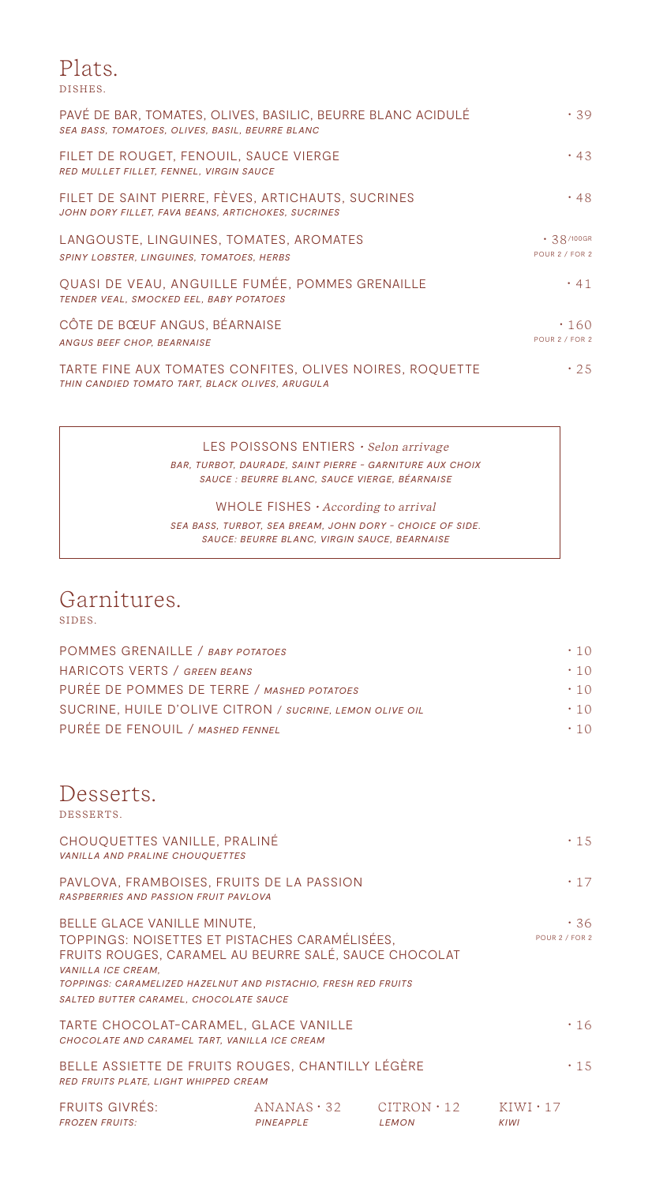# Plats.

DISHES.

PAVÉ DE BAR, TOMATES, OLIVES, BASILIC, BEURRE BLANC ACIDULÉ · 39
*SEA BASS, TOMATOES, OLIVES, BASIL, BEURRE BLANC*

FILET DE ROUGET, FENOUIL, SAUCE VIERGE · 43
*RED MULLET FILLET, FENNEL, VIRGIN SAUCE*

FILET DE SAINT PIERRE, FÈVES, ARTICHAUTS, SUCRINES · 48
*JOHN DORY FILLET, FAVA BEANS, ARTICHOKES, SUCRINES*

LANGOUSTE, LINGUINES, TOMATES, AROMATES · 38/100GR POUR 2 / FOR 2
*SPINY LOBSTER, LINGUINES, TOMATOES, HERBS*

QUASI DE VEAU, ANGUILLE FUMÉE, POMMES GRENAILLE · 41
*TENDER VEAL, SMOCKED EEL, BABY POTATOES*

CÔTE DE BŒUF ANGUS, BÉARNAISE · 160 POUR 2 / FOR 2
*ANGUS BEEF CHOP, BEARNAISE*

TARTE FINE AUX TOMATES CONFITES, OLIVES NOIRES, ROQUETTE · 25
*THIN CANDIED TOMATO TART, BLACK OLIVES, ARUGULA*

---

LES POISSONS ENTIERS · *Selon arrivage*
*BAR, TURBOT, DAURADE, SAINT PIERRE - GARNITURE AUX CHOIX*
*SAUCE : BEURRE BLANC, SAUCE VIERGE, BÉARNAISE*

WHOLE FISHES · *According to arrival*
*SEA BASS, TURBOT, SEA BREAM, JOHN DORY - CHOICE OF SIDE.*
*SAUCE: BEURRE BLANC, VIRGIN SAUCE, BEARNAISE*

---

# Garnitures.

SIDES.

POMMES GRENAILLE / *BABY POTATOES* · 10
HARICOTS VERTS / *GREEN BEANS* · 10
PURÉE DE POMMES DE TERRE / *MASHED POTATOES* · 10
SUCRINE, HUILE D'OLIVE CITRON / *SUCRINE, LEMON OLIVE OIL* · 10
PURÉE DE FENOUIL / *MASHED FENNEL* · 10

# Desserts.

DESSERTS.

CHOUQUETTES VANILLE, PRALINÉ · 15
*VANILLA AND PRALINE CHOUQUETTES*

PAVLOVA, FRAMBOISES, FRUITS DE LA PASSION · 17
*RASPBERRIES AND PASSION FRUIT PAVLOVA*

BELLE GLACE VANILLE MINUTE,
TOPPINGS: NOISETTES ET PISTACHES CARAMÉLISÉES,
FRUITS ROUGES, CARAMEL AU BEURRE SALÉ, SAUCE CHOCOLAT · 36 POUR 2 / FOR 2
*VANILLA ICE CREAM,*
*TOPPINGS: CARAMELIZED HAZELNUT AND PISTACHIO, FRESH RED FRUITS*
*SALTED BUTTER CARAMEL, CHOCOLATE SAUCE*

TARTE CHOCOLAT-CARAMEL, GLACE VANILLE · 16
*CHOCOLATE AND CARAMEL TART, VANILLA ICE CREAM*

BELLE ASSIETTE DE FRUITS ROUGES, CHANTILLY LÉGÈRE · 15
*RED FRUITS PLATE, LIGHT WHIPPED CREAM*

FRUITS GIVRÉS: ANANAS · 32 CITRON · 12 KIWI · 17
*FROZEN FRUITS: PINEAPPLE LEMON KIWI*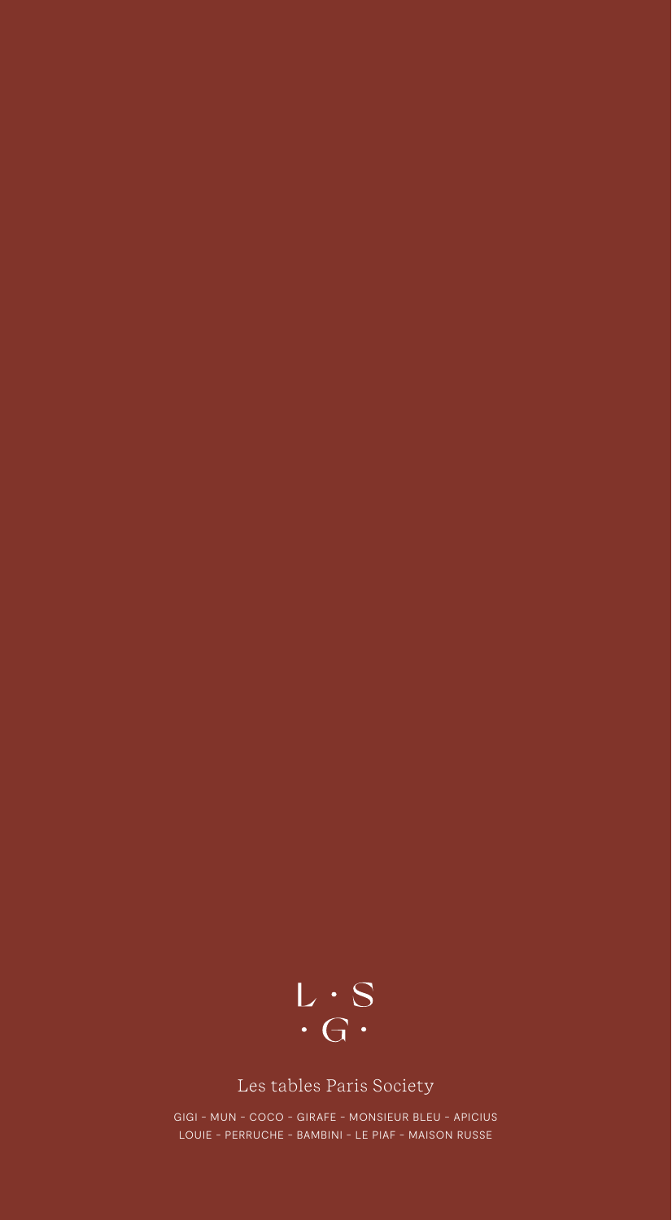L · S
· G ·

Les tables Paris Society

GIGI - MUN - COCO - GIRAFE - MONSIEUR BLEU - APICIUS
LOUIE - PERRUCHE - BAMBINI - LE PIAF - MAISON RUSSE